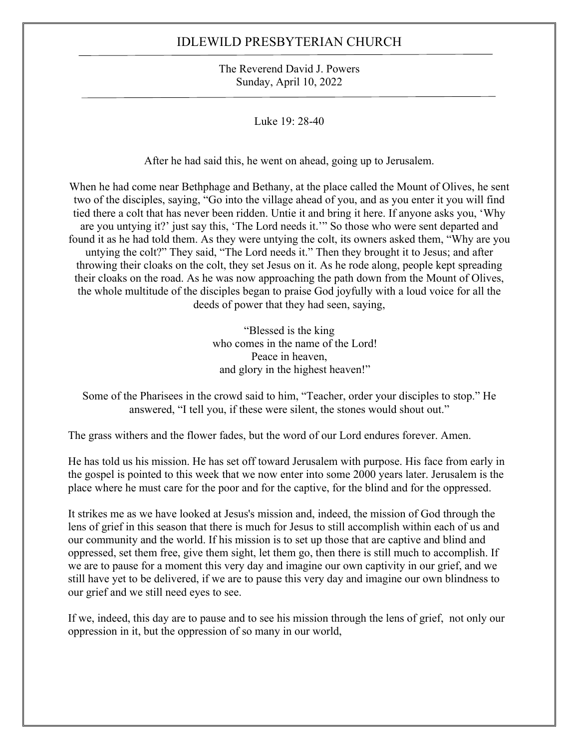# IDLEWILD PRESBYTERIAN CHURCH

The Reverend David J. Powers
Sunday, April 10, 2022

Luke 19: 28-40

After he had said this, he went on ahead, going up to Jerusalem.

When he had come near Bethphage and Bethany, at the place called the Mount of Olives, he sent two of the disciples, saying, "Go into the village ahead of you, and as you enter it you will find tied there a colt that has never been ridden. Untie it and bring it here. If anyone asks you, 'Why are you untying it?' just say this, 'The Lord needs it.'" So those who were sent departed and found it as he had told them. As they were untying the colt, its owners asked them, "Why are you untying the colt?" They said, "The Lord needs it." Then they brought it to Jesus; and after throwing their cloaks on the colt, they set Jesus on it. As he rode along, people kept spreading their cloaks on the road. As he was now approaching the path down from the Mount of Olives, the whole multitude of the disciples began to praise God joyfully with a loud voice for all the deeds of power that they had seen, saying,

"Blessed is the king
who comes in the name of the Lord!
Peace in heaven,
and glory in the highest heaven!"

Some of the Pharisees in the crowd said to him, "Teacher, order your disciples to stop." He answered, "I tell you, if these were silent, the stones would shout out."

The grass withers and the flower fades, but the word of our Lord endures forever. Amen.

He has told us his mission. He has set off toward Jerusalem with purpose. His face from early in the gospel is pointed to this week that we now enter into some 2000 years later. Jerusalem is the place where he must care for the poor and for the captive, for the blind and for the oppressed.

It strikes me as we have looked at Jesus's mission and, indeed, the mission of God through the lens of grief in this season that there is much for Jesus to still accomplish within each of us and our community and the world. If his mission is to set up those that are captive and blind and oppressed, set them free, give them sight, let them go, then there is still much to accomplish. If we are to pause for a moment this very day and imagine our own captivity in our grief, and we still have yet to be delivered, if we are to pause this very day and imagine our own blindness to our grief and we still need eyes to see.

If we, indeed, this day are to pause and to see his mission through the lens of grief, not only our oppression in it, but the oppression of so many in our world,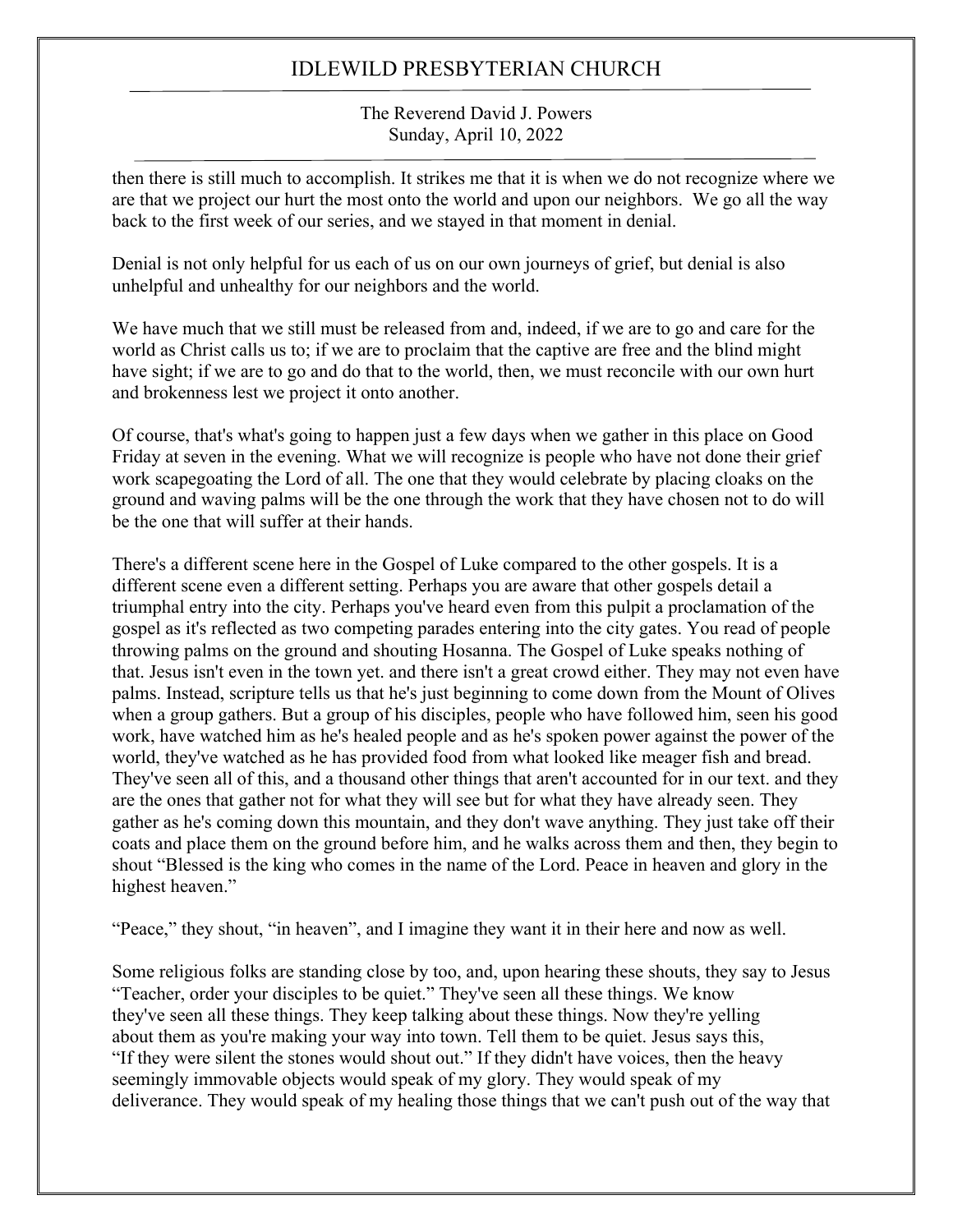then there is still much to accomplish. It strikes me that it is when we do not recognize where we are that we project our hurt the most onto the world and upon our neighbors. We go all the way back to the first week of our series, and we stayed in that moment in denial.

Denial is not only helpful for us each of us on our own journeys of grief, but denial is also unhelpful and unhealthy for our neighbors and the world.

We have much that we still must be released from and, indeed, if we are to go and care for the world as Christ calls us to; if we are to proclaim that the captive are free and the blind might have sight; if we are to go and do that to the world, then, we must reconcile with our own hurt and brokenness lest we project it onto another.

Of course, that's what's going to happen just a few days when we gather in this place on Good Friday at seven in the evening. What we will recognize is people who have not done their grief work scapegoating the Lord of all. The one that they would celebrate by placing cloaks on the ground and waving palms will be the one through the work that they have chosen not to do will be the one that will suffer at their hands.

There's a different scene here in the Gospel of Luke compared to the other gospels. It is a different scene even a different setting. Perhaps you are aware that other gospels detail a triumphal entry into the city. Perhaps you've heard even from this pulpit a proclamation of the gospel as it's reflected as two competing parades entering into the city gates. You read of people throwing palms on the ground and shouting Hosanna. The Gospel of Luke speaks nothing of that. Jesus isn't even in the town yet. and there isn't a great crowd either. They may not even have palms. Instead, scripture tells us that he's just beginning to come down from the Mount of Olives when a group gathers. But a group of his disciples, people who have followed him, seen his good work, have watched him as he's healed people and as he's spoken power against the power of the world, they've watched as he has provided food from what looked like meager fish and bread. They've seen all of this, and a thousand other things that aren't accounted for in our text. and they are the ones that gather not for what they will see but for what they have already seen. They gather as he's coming down this mountain, and they don't wave anything. They just take off their coats and place them on the ground before him, and he walks across them and then, they begin to shout "Blessed is the king who comes in the name of the Lord. Peace in heaven and glory in the highest heaven."

"Peace," they shout, "in heaven", and I imagine they want it in their here and now as well.

Some religious folks are standing close by too, and, upon hearing these shouts, they say to Jesus "Teacher, order your disciples to be quiet." They've seen all these things. We know they've seen all these things. They keep talking about these things. Now they're yelling about them as you're making your way into town. Tell them to be quiet. Jesus says this, "If they were silent the stones would shout out." If they didn't have voices, then the heavy seemingly immovable objects would speak of my glory. They would speak of my deliverance. They would speak of my healing those things that we can't push out of the way that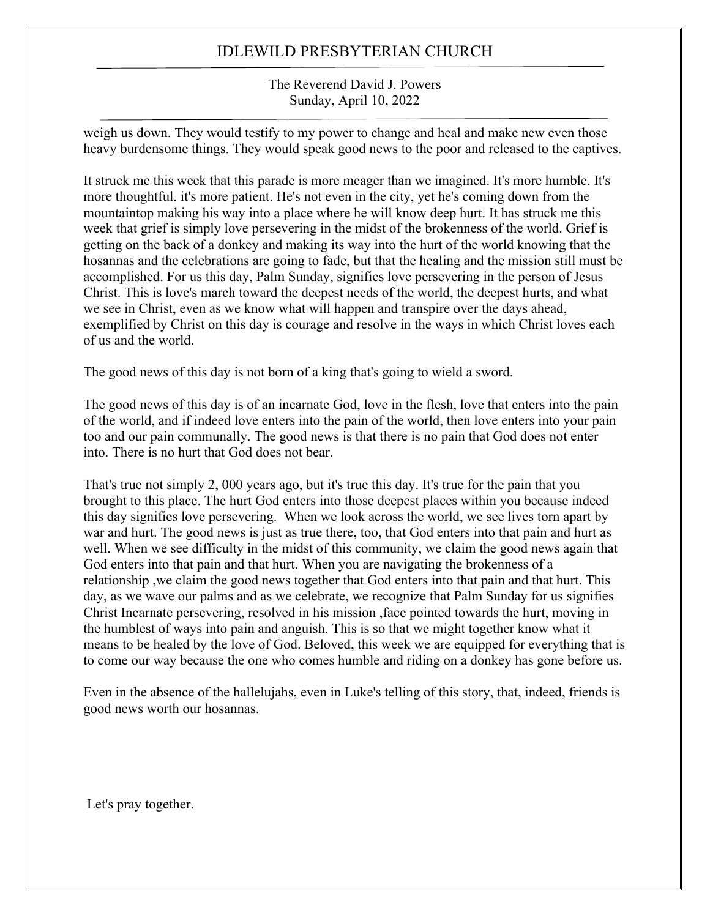weigh us down. They would testify to my power to change and heal and make new even those heavy burdensome things. They would speak good news to the poor and released to the captives.

It struck me this week that this parade is more meager than we imagined. It's more humble. It's more thoughtful. it's more patient. He's not even in the city, yet he's coming down from the mountaintop making his way into a place where he will know deep hurt. It has struck me this week that grief is simply love persevering in the midst of the brokenness of the world. Grief is getting on the back of a donkey and making its way into the hurt of the world knowing that the hosannas and the celebrations are going to fade, but that the healing and the mission still must be accomplished. For us this day, Palm Sunday, signifies love persevering in the person of Jesus Christ. This is love's march toward the deepest needs of the world, the deepest hurts, and what we see in Christ, even as we know what will happen and transpire over the days ahead, exemplified by Christ on this day is courage and resolve in the ways in which Christ loves each of us and the world.

The good news of this day is not born of a king that's going to wield a sword.

The good news of this day is of an incarnate God, love in the flesh, love that enters into the pain of the world, and if indeed love enters into the pain of the world, then love enters into your pain too and our pain communally. The good news is that there is no pain that God does not enter into. There is no hurt that God does not bear.

That's true not simply 2, 000 years ago, but it's true this day. It's true for the pain that you brought to this place. The hurt God enters into those deepest places within you because indeed this day signifies love persevering. When we look across the world, we see lives torn apart by war and hurt. The good news is just as true there, too, that God enters into that pain and hurt as well. When we see difficulty in the midst of this community, we claim the good news again that God enters into that pain and that hurt. When you are navigating the brokenness of a relationship ,we claim the good news together that God enters into that pain and that hurt. This day, as we wave our palms and as we celebrate, we recognize that Palm Sunday for us signifies Christ Incarnate persevering, resolved in his mission ,face pointed towards the hurt, moving in the humblest of ways into pain and anguish. This is so that we might together know what it means to be healed by the love of God. Beloved, this week we are equipped for everything that is to come our way because the one who comes humble and riding on a donkey has gone before us.

Even in the absence of the hallelujahs, even in Luke's telling of this story, that, indeed, friends is good news worth our hosannas.

Let's pray together.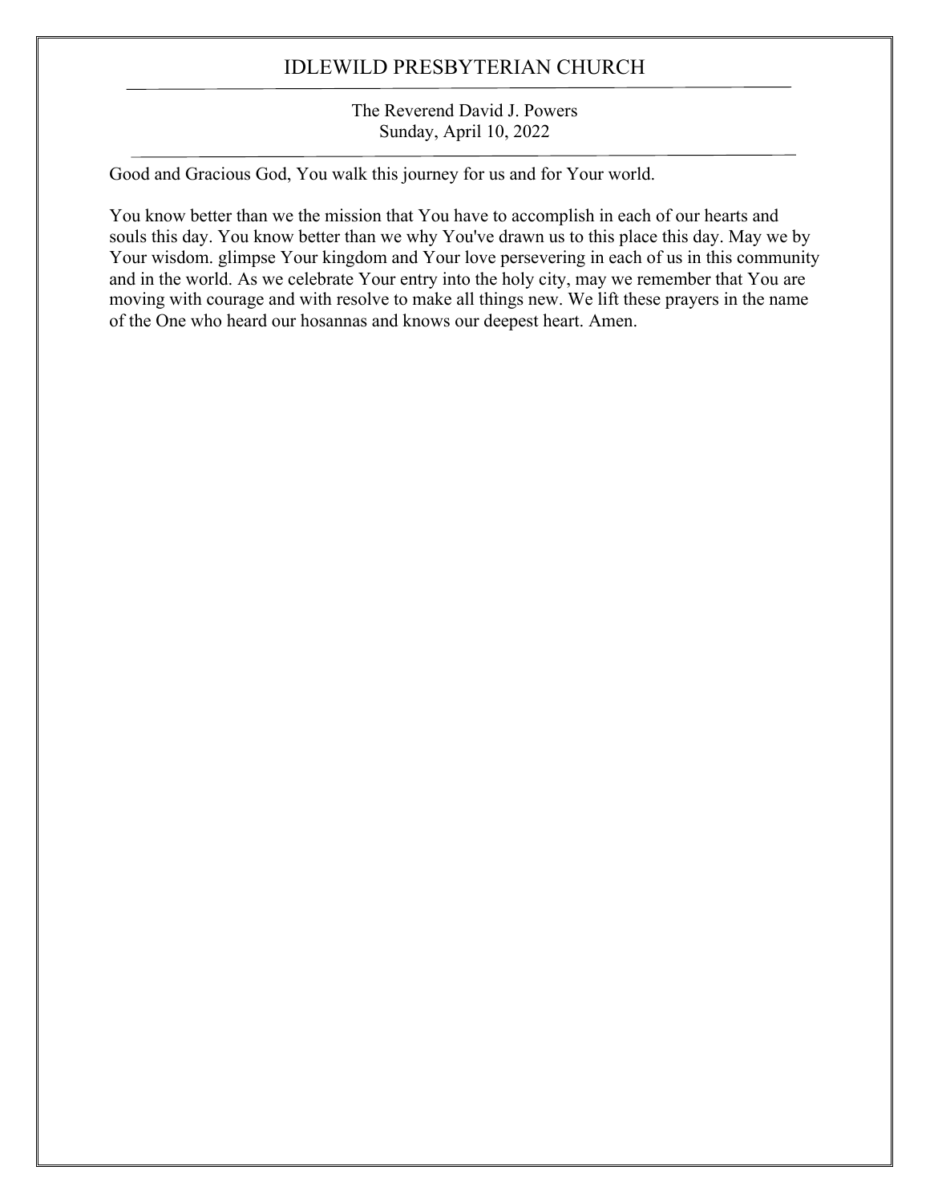# IDLEWILD PRESBYTERIAN CHURCH

The Reverend David J. Powers
Sunday, April 10, 2022

Good and Gracious God, You walk this journey for us and for Your world.

You know better than we the mission that You have to accomplish in each of our hearts and souls this day. You know better than we why You've drawn us to this place this day. May we by Your wisdom. glimpse Your kingdom and Your love persevering in each of us in this community and in the world. As we celebrate Your entry into the holy city, may we remember that You are moving with courage and with resolve to make all things new. We lift these prayers in the name of the One who heard our hosannas and knows our deepest heart. Amen.